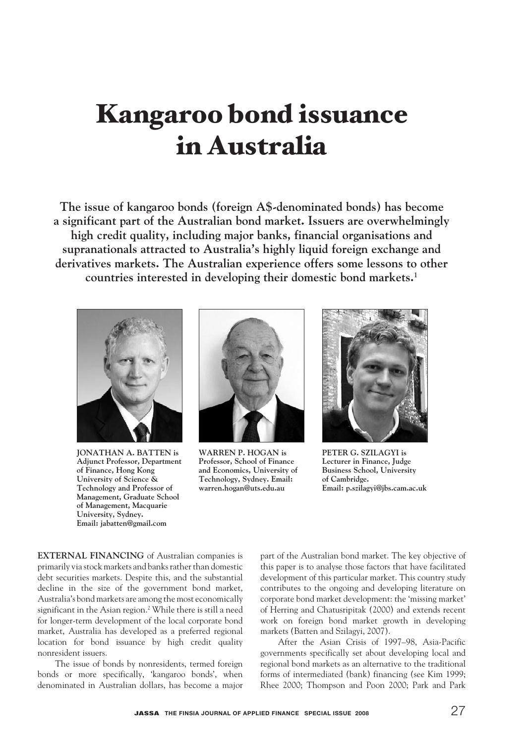# Kangaroo bond issuance in Australia

**The issue of kangaroo bonds (foreign A$-denominated bonds) has become a significant part of the Australian bond market. Issuers are overwhelmingly high credit quality, including major banks, financial organisations and supranationals attracted to Australia's highly liquid foreign exchange and derivatives markets. The Australian experience offers some lessons to other countries interested in developing their domestic bond markets.[1]**

**JONATHAN A. BATTEN is Adjunct Professor, Department of Finance, Hong Kong University of Science & Technology and Professor of Management, Graduate School of Management, Macquarie University, Sydney. Email: jabatten@gmail.com**

**WARREN P. HOGAN is Professor, School of Finance and Economics, University of Technology, Sydney. Email: warren.hogan@uts.edu.au**

**PETER G. SZILAGYI is Lecturer in Finance, Judge Business School, University of Cambridge. Email: p.szilagyi@jbs.cam.ac.uk**

**EXTERNAL FINANCING** of Australian companies is primarily via stock markets and banks rather than domestic debt securities markets. Despite this, and the substantial decline in the size of the government bond market, Australia's bond markets are among the most economically significant in the Asian region.[2] While there is still a need for longer-term development of the local corporate bond market, Australia has developed as a preferred regional location for bond issuance by high credit quality nonresident issuers.

The issue of bonds by nonresidents, termed foreign bonds or more specifically, 'kangaroo bonds', when denominated in Australian dollars, has become a major part of the Australian bond market. The key objective of this paper is to analyse those factors that have facilitated development of this particular market. This country study contributes to the ongoing and developing literature on corporate bond market development: the 'missing market' of Herring and Chatusripitak (2000) and extends recent work on foreign bond market growth in developing markets (Batten and Szilagyi, 2007).

After the Asian Crisis of 1997–98, Asia-Pacific governments specifically set about developing local and regional bond markets as an alternative to the traditional forms of intermediated (bank) financing (see Kim 1999; Rhee 2000; Thompson and Poon 2000; Park and Park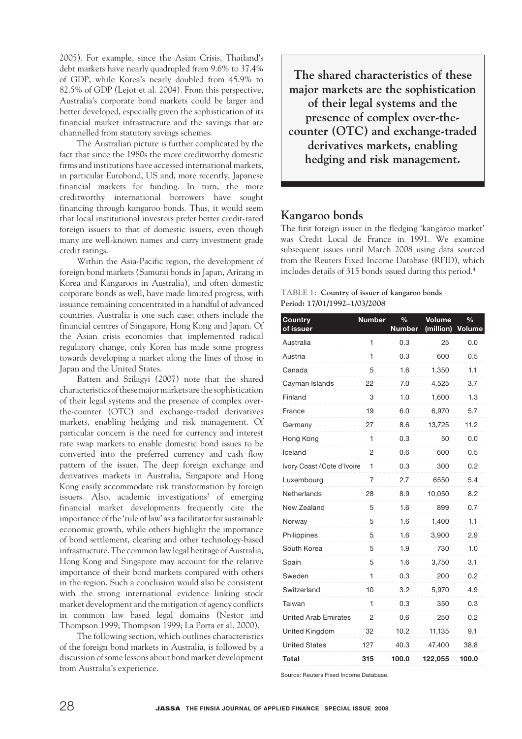2005). For example, since the Asian Crisis, Thailand's debt markets have nearly quadrupled from 9.6% to 37.4% of GDP, while Korea's nearly doubled from 45.9% to 82.5% of GDP (Lejot et al. 2004). From this perspective, Australia's corporate bond markets could be larger and better developed, especially given the sophistication of its financial market infrastructure and the savings that are channelled from statutory savings schemes.

The Australian picture is further complicated by the fact that since the 1980s the more creditworthy domestic firms and institutions have accessed international markets, in particular Eurobond, US and, more recently, Japanese financial markets for funding. In turn, the more creditworthy international borrowers have sought financing through kangaroo bonds. Thus, it would seem that local institutional investors prefer better credit-rated foreign issuers to that of domestic issuers, even though many are well-known names and carry investment grade credit ratings.

Within the Asia-Pacific region, the development of foreign bond markets (Samurai bonds in Japan, Arirang in Korea and Kangaroos in Australia), and often domestic corporate bonds as well, have made limited progress, with issuance remaining concentrated in a handful of advanced countries. Australia is one such case; others include the financial centres of Singapore, Hong Kong and Japan. Of the Asian crisis economies that implemented radical regulatory change, only Korea has made some progress towards developing a market along the lines of those in Japan and the United States.

Batten and Szilagyi (2007) note that the shared characteristics of these major markets are the sophistication of their legal systems and the presence of complex over-the-counter (OTC) and exchange-traded derivatives markets, enabling hedging and risk management. Of particular concern is the need for currency and interest rate swap markets to enable domestic bond issues to be converted into the preferred currency and cash flow pattern of the issuer. The deep foreign exchange and derivatives markets in Australia, Singapore and Hong Kong easily accommodate risk transformation by foreign issuers. Also, academic investigations[3] of emerging financial market developments frequently cite the importance of the 'rule of law' as a facilitator for sustainable economic growth, while others highlight the importance of bond settlement, clearing and other technology-based infrastructure. The common law legal heritage of Australia, Hong Kong and Singapore may account for the relative importance of their bond markets compared with others in the region. Such a conclusion would also be consistent with the strong international evidence linking stock market development and the mitigation of agency conflicts in common law based legal domains (Nestor and Thompson 1999; Thompson 1999; La Porta et al. 2000).

The following section, which outlines characteristics of the foreign bond markets in Australia, is followed by a discussion of some lessons about bond market development from Australia's experience.

**The shared characteristics of these major markets are the sophistication of their legal systems and the presence of complex over-the-counter (OTC) and exchange-traded derivatives markets, enabling hedging and risk management.**

## Kangaroo bonds

The first foreign issuer in the fledging 'kangaroo market' was Credit Local de France in 1991. We examine subsequent issues until March 2008 using data sourced from the Reuters Fixed Income Database (RFID), which includes details of 315 bonds issued during this period.[4]

**TABLE 1: Country of issuer of kangaroo bonds**
**Period: 17/01/1992–1/03/2008**

| Country of issuer | Number | % Number | Volume (million) | % Volume |
|---|---|---|---|---|
| Australia | 1 | 0.3 | 25 | 0.0 |
| Austria | 1 | 0.3 | 600 | 0.5 |
| Canada | 5 | 1.6 | 1,350 | 1.1 |
| Cayman Islands | 22 | 7.0 | 4,525 | 3.7 |
| Finland | 3 | 1.0 | 1,600 | 1.3 |
| France | 19 | 6.0 | 6,970 | 5.7 |
| Germany | 27 | 8.6 | 13,725 | 11.2 |
| Hong Kong | 1 | 0.3 | 50 | 0.0 |
| Iceland | 2 | 0.6 | 600 | 0.5 |
| Ivory Coast / Cote d'Ivoire | 1 | 0.3 | 300 | 0.2 |
| Luxembourg | 7 | 2.7 | 6550 | 5.4 |
| Netherlands | 28 | 8.9 | 10,050 | 8.2 |
| New Zealand | 5 | 1.6 | 899 | 0.7 |
| Norway | 5 | 1.6 | 1,400 | 1.1 |
| Philippines | 5 | 1.6 | 3,900 | 2.9 |
| South Korea | 5 | 1.9 | 730 | 1.0 |
| Spain | 5 | 1.6 | 3,750 | 3.1 |
| Sweden | 1 | 0.3 | 200 | 0.2 |
| Switzerland | 10 | 3.2 | 5,970 | 4.9 |
| Taiwan | 1 | 0.3 | 350 | 0.3 |
| United Arab Emirates | 2 | 0.6 | 250 | 0.2 |
| United Kingdom | 32 | 10.2 | 11,135 | 9.1 |
| United States | 127 | 40.3 | 47,400 | 38.8 |
| **Total** | **315** | **100.0** | **122,055** | **100.0** |

Source: Reuters Fixed Income Database.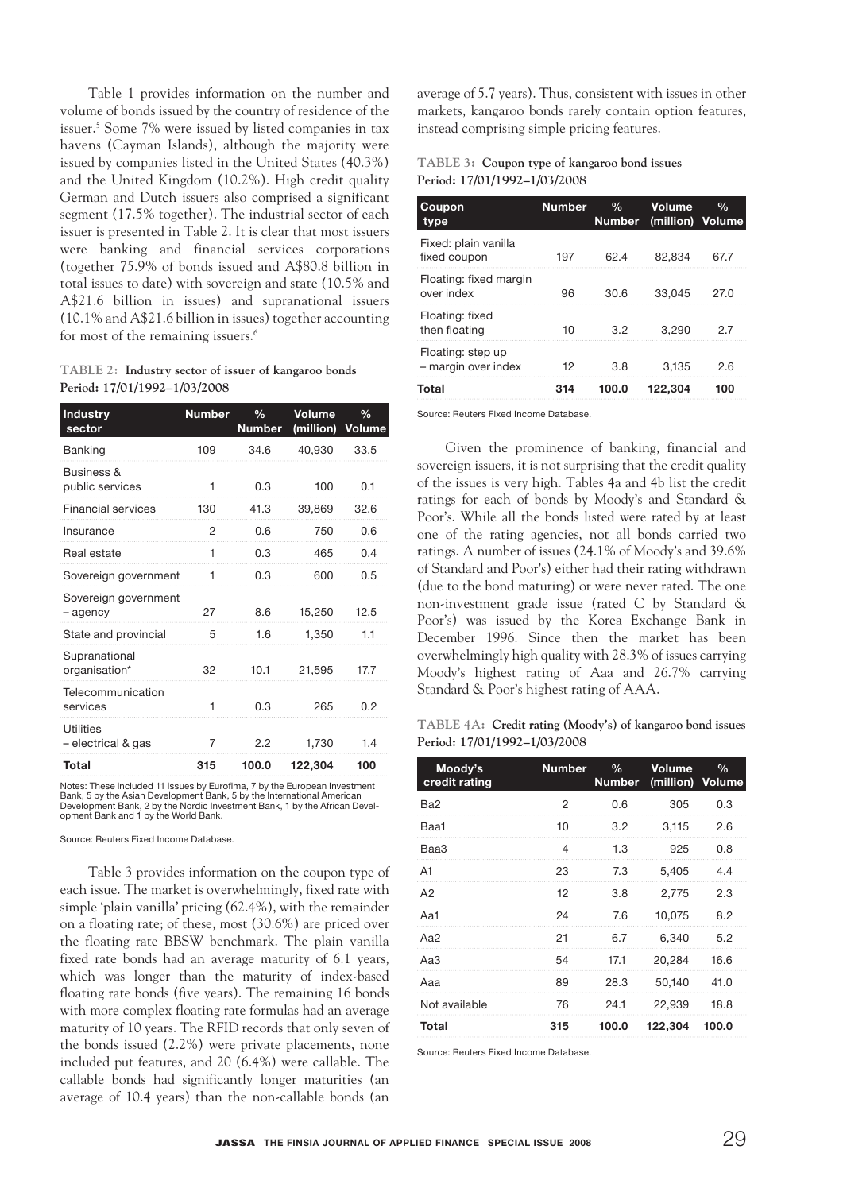Table 1 provides information on the number and volume of bonds issued by the country of residence of the issuer.[5] Some 7% were issued by listed companies in tax havens (Cayman Islands), although the majority were issued by companies listed in the United States (40.3%) and the United Kingdom (10.2%). High credit quality German and Dutch issuers also comprised a significant segment (17.5% together). The industrial sector of each issuer is presented in Table 2. It is clear that most issuers were banking and financial services corporations (together 75.9% of bonds issued and A$80.8 billion in total issues to date) with sovereign and state (10.5% and A$21.6 billion in issues) and supranational issuers (10.1% and A$21.6 billion in issues) together accounting for most of the remaining issuers.[6]

**TABLE 2: Industry sector of issuer of kangaroo bonds Period: 17/01/1992–1/03/2008**

| Industry sector | Number | % Number | Volume (million) | % Volume |
|---|---|---|---|---|
| Banking | 109 | 34.6 | 40,930 | 33.5 |
| Business & public services | 1 | 0.3 | 100 | 0.1 |
| Financial services | 130 | 41.3 | 39,869 | 32.6 |
| Insurance | 2 | 0.6 | 750 | 0.6 |
| Real estate | 1 | 0.3 | 465 | 0.4 |
| Sovereign government | 1 | 0.3 | 600 | 0.5 |
| Sovereign government – agency | 27 | 8.6 | 15,250 | 12.5 |
| State and provincial | 5 | 1.6 | 1,350 | 1.1 |
| Supranational organisation* | 32 | 10.1 | 21,595 | 17.7 |
| Telecommunication services | 1 | 0.3 | 265 | 0.2 |
| Utilities – electrical & gas | 7 | 2.2 | 1,730 | 1.4 |
| **Total** | **315** | **100.0** | **122,304** | **100** |

Notes: These included 11 issues by Eurofima, 7 by the European Investment Bank, 5 by the Asian Development Bank, 5 by the International American Development Bank, 2 by the Nordic Investment Bank, 1 by the African Development Bank and 1 by the World Bank.

Source: Reuters Fixed Income Database.

Table 3 provides information on the coupon type of each issue. The market is overwhelmingly, fixed rate with simple 'plain vanilla' pricing (62.4%), with the remainder on a floating rate; of these, most (30.6%) are priced over the floating rate BBSW benchmark. The plain vanilla fixed rate bonds had an average maturity of 6.1 years, which was longer than the maturity of index-based floating rate bonds (five years). The remaining 16 bonds with more complex floating rate formulas had an average maturity of 10 years. The RFID records that only seven of the bonds issued (2.2%) were private placements, none included put features, and 20 (6.4%) were callable. The callable bonds had significantly longer maturities (an average of 10.4 years) than the non-callable bonds (an average of 5.7 years). Thus, consistent with issues in other markets, kangaroo bonds rarely contain option features, instead comprising simple pricing features.

**TABLE 3: Coupon type of kangaroo bond issues Period: 17/01/1992–1/03/2008**

| Coupon type | Number | % Number | Volume (million) | % Volume |
|---|---|---|---|---|
| Fixed: plain vanilla fixed coupon | 197 | 62.4 | 82,834 | 67.7 |
| Floating: fixed margin over index | 96 | 30.6 | 33,045 | 27.0 |
| Floating: fixed then floating | 10 | 3.2 | 3,290 | 2.7 |
| Floating: step up – margin over index | 12 | 3.8 | 3,135 | 2.6 |
| **Total** | **314** | **100.0** | **122,304** | **100** |

Source: Reuters Fixed Income Database.

Given the prominence of banking, financial and sovereign issuers, it is not surprising that the credit quality of the issues is very high. Tables 4a and 4b list the credit ratings for each of bonds by Moody's and Standard & Poor's. While all the bonds listed were rated by at least one of the rating agencies, not all bonds carried two ratings. A number of issues (24.1% of Moody's and 39.6% of Standard and Poor's) either had their rating withdrawn (due to the bond maturing) or were never rated. The one non-investment grade issue (rated C by Standard & Poor's) was issued by the Korea Exchange Bank in December 1996. Since then the market has been overwhelmingly high quality with 28.3% of issues carrying Moody's highest rating of Aaa and 26.7% carrying Standard & Poor's highest rating of AAA.

**TABLE 4A: Credit rating (Moody's) of kangaroo bond issues Period: 17/01/1992–1/03/2008**

| Moody's credit rating | Number | % Number | Volume (million) | % Volume |
|---|---|---|---|---|
| Ba2 | 2 | 0.6 | 305 | 0.3 |
| Baa1 | 10 | 3.2 | 3,115 | 2.6 |
| Baa3 | 4 | 1.3 | 925 | 0.8 |
| A1 | 23 | 7.3 | 5,405 | 4.4 |
| A2 | 12 | 3.8 | 2,775 | 2.3 |
| Aa1 | 24 | 7.6 | 10,075 | 8.2 |
| Aa2 | 21 | 6.7 | 6,340 | 5.2 |
| Aa3 | 54 | 17.1 | 20,284 | 16.6 |
| Aaa | 89 | 28.3 | 50,140 | 41.0 |
| Not available | 76 | 24.1 | 22,939 | 18.8 |
| **Total** | **315** | **100.0** | **122,304** | **100.0** |

Source: Reuters Fixed Income Database.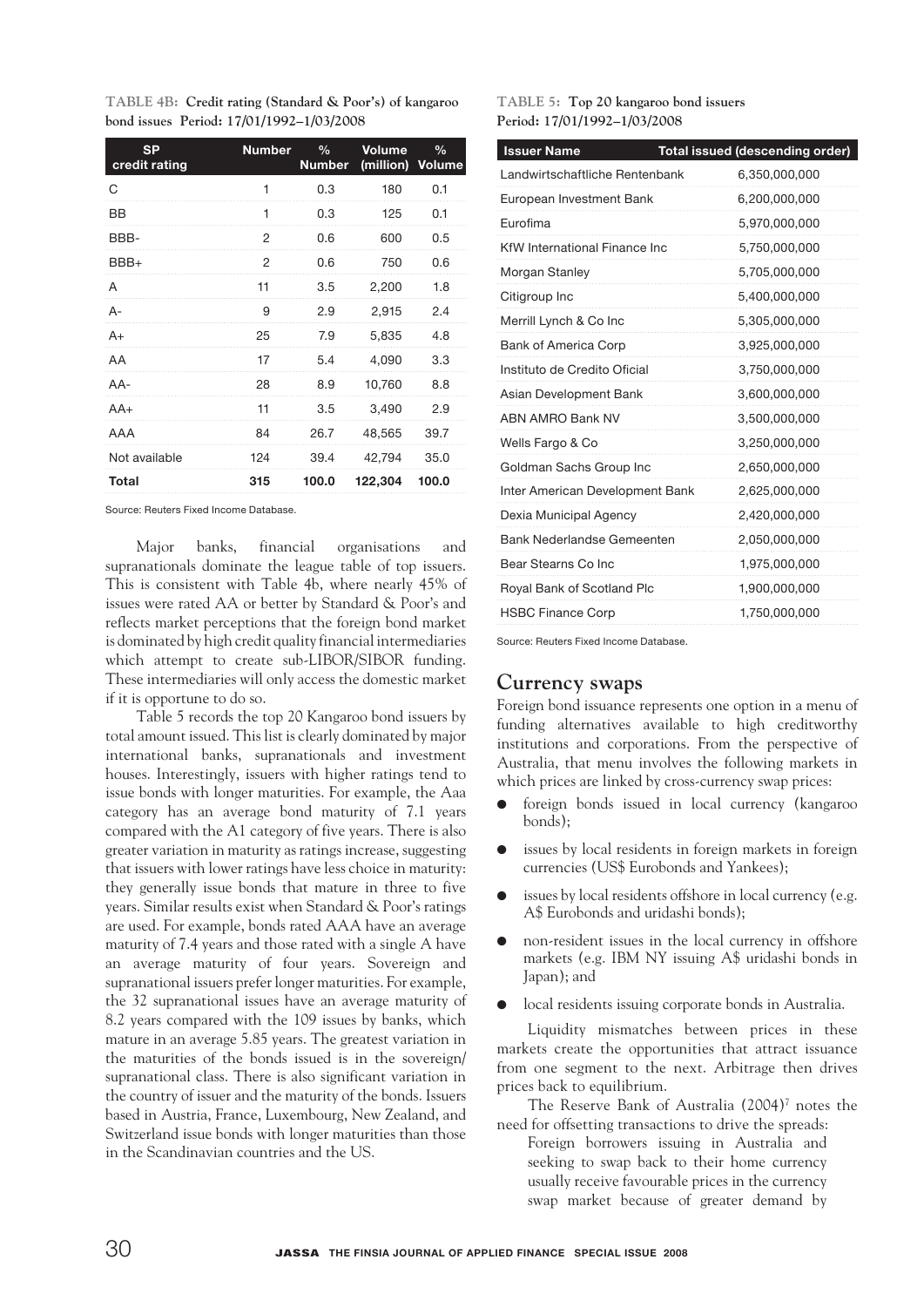**TABLE 4B: Credit rating (Standard & Poor's) of kangaroo bond issues Period: 17/01/1992–1/03/2008**

| SP credit rating | Number | % Number | Volume (million) | % Volume |
|---|---|---|---|---|
| C | 1 | 0.3 | 180 | 0.1 |
| BB | 1 | 0.3 | 125 | 0.1 |
| BBB- | 2 | 0.6 | 600 | 0.5 |
| BBB+ | 2 | 0.6 | 750 | 0.6 |
| A | 11 | 3.5 | 2,200 | 1.8 |
| A- | 9 | 2.9 | 2,915 | 2.4 |
| A+ | 25 | 7.9 | 5,835 | 4.8 |
| AA | 17 | 5.4 | 4,090 | 3.3 |
| AA- | 28 | 8.9 | 10,760 | 8.8 |
| AA+ | 11 | 3.5 | 3,490 | 2.9 |
| AAA | 84 | 26.7 | 48,565 | 39.7 |
| Not available | 124 | 39.4 | 42,794 | 35.0 |
| **Total** | **315** | **100.0** | **122,304** | **100.0** |

Source: Reuters Fixed Income Database.

Major banks, financial organisations and supranationals dominate the league table of top issuers. This is consistent with Table 4b, where nearly 45% of issues were rated AA or better by Standard & Poor's and reflects market perceptions that the foreign bond market is dominated by high credit quality financial intermediaries which attempt to create sub-LIBOR/SIBOR funding. These intermediaries will only access the domestic market if it is opportune to do so.

Table 5 records the top 20 Kangaroo bond issuers by total amount issued. This list is clearly dominated by major international banks, supranationals and investment houses. Interestingly, issuers with higher ratings tend to issue bonds with longer maturities. For example, the Aaa category has an average bond maturity of 7.1 years compared with the A1 category of five years. There is also greater variation in maturity as ratings increase, suggesting that issuers with lower ratings have less choice in maturity: they generally issue bonds that mature in three to five years. Similar results exist when Standard & Poor's ratings are used. For example, bonds rated AAA have an average maturity of 7.4 years and those rated with a single A have an average maturity of four years. Sovereign and supranational issuers prefer longer maturities. For example, the 32 supranational issues have an average maturity of 8.2 years compared with the 109 issues by banks, which mature in an average 5.85 years. The greatest variation in the maturities of the bonds issued is in the sovereign/ supranational class. There is also significant variation in the country of issuer and the maturity of the bonds. Issuers based in Austria, France, Luxembourg, New Zealand, and Switzerland issue bonds with longer maturities than those in the Scandinavian countries and the US.

**TABLE 5: Top 20 kangaroo bond issuers Period: 17/01/1992–1/03/2008**

| Issuer Name | Total issued (descending order) |
|---|---|
| Landwirtschaftliche Rentenbank | 6,350,000,000 |
| European Investment Bank | 6,200,000,000 |
| Eurofima | 5,970,000,000 |
| KfW International Finance Inc | 5,750,000,000 |
| Morgan Stanley | 5,705,000,000 |
| Citigroup Inc | 5,400,000,000 |
| Merrill Lynch & Co Inc | 5,305,000,000 |
| Bank of America Corp | 3,925,000,000 |
| Instituto de Credito Oficial | 3,750,000,000 |
| Asian Development Bank | 3,600,000,000 |
| ABN AMRO Bank NV | 3,500,000,000 |
| Wells Fargo & Co | 3,250,000,000 |
| Goldman Sachs Group Inc | 2,650,000,000 |
| Inter American Development Bank | 2,625,000,000 |
| Dexia Municipal Agency | 2,420,000,000 |
| Bank Nederlandse Gemeenten | 2,050,000,000 |
| Bear Stearns Co Inc | 1,975,000,000 |
| Royal Bank of Scotland Plc | 1,900,000,000 |
| HSBC Finance Corp | 1,750,000,000 |

Source: Reuters Fixed Income Database.

## Currency swaps

Foreign bond issuance represents one option in a menu of funding alternatives available to high creditworthy institutions and corporations. From the perspective of Australia, that menu involves the following markets in which prices are linked by cross-currency swap prices:

- foreign bonds issued in local currency (kangaroo bonds);
- issues by local residents in foreign markets in foreign currencies (US$ Eurobonds and Yankees);
- issues by local residents offshore in local currency (e.g. A$ Eurobonds and uridashi bonds);
- non-resident issues in the local currency in offshore markets (e.g. IBM NY issuing A$ uridashi bonds in Japan); and
- local residents issuing corporate bonds in Australia.

Liquidity mismatches between prices in these markets create the opportunities that attract issuance from one segment to the next. Arbitrage then drives prices back to equilibrium.

The Reserve Bank of Australia (2004)[7] notes the need for offsetting transactions to drive the spreads:

> Foreign borrowers issuing in Australia and seeking to swap back to their home currency usually receive favourable prices in the currency swap market because of greater demand by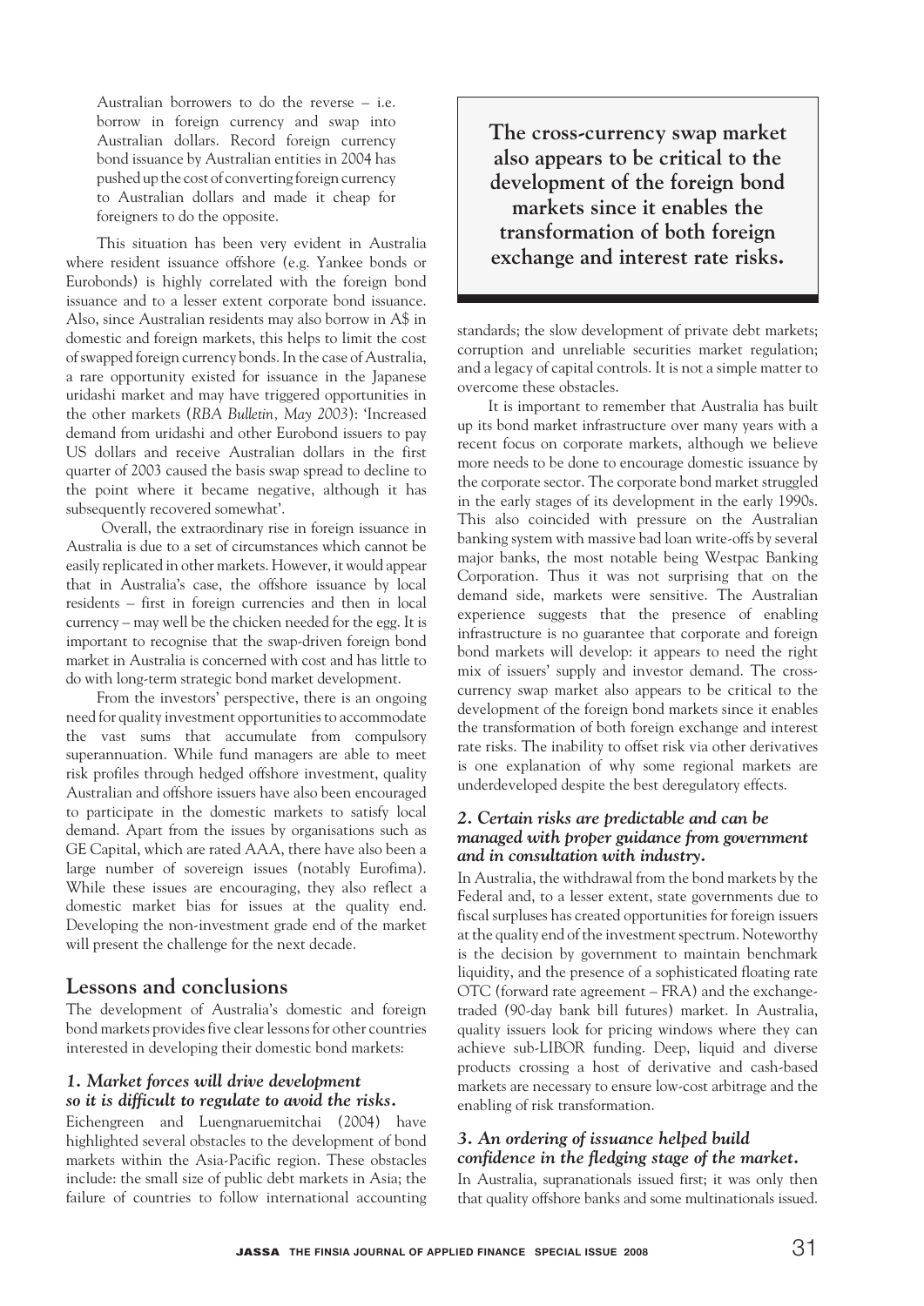Australian borrowers to do the reverse – i.e. borrow in foreign currency and swap into Australian dollars. Record foreign currency bond issuance by Australian entities in 2004 has pushed up the cost of converting foreign currency to Australian dollars and made it cheap for foreigners to do the opposite.

This situation has been very evident in Australia where resident issuance offshore (e.g. Yankee bonds or Eurobonds) is highly correlated with the foreign bond issuance and to a lesser extent corporate bond issuance. Also, since Australian residents may also borrow in A$ in domestic and foreign markets, this helps to limit the cost of swapped foreign currency bonds. In the case of Australia, a rare opportunity existed for issuance in the Japanese uridashi market and may have triggered opportunities in the other markets (*RBA Bulletin, May 2003*): 'Increased demand from uridashi and other Eurobond issuers to pay US dollars and receive Australian dollars in the first quarter of 2003 caused the basis swap spread to decline to the point where it became negative, although it has subsequently recovered somewhat'.

Overall, the extraordinary rise in foreign issuance in Australia is due to a set of circumstances which cannot be easily replicated in other markets. However, it would appear that in Australia's case, the offshore issuance by local residents – first in foreign currencies and then in local currency – may well be the chicken needed for the egg. It is important to recognise that the swap-driven foreign bond market in Australia is concerned with cost and has little to do with long-term strategic bond market development.

From the investors' perspective, there is an ongoing need for quality investment opportunities to accommodate the vast sums that accumulate from compulsory superannuation. While fund managers are able to meet risk profiles through hedged offshore investment, quality Australian and offshore issuers have also been encouraged to participate in the domestic markets to satisfy local demand. Apart from the issues by organisations such as GE Capital, which are rated AAA, there have also been a large number of sovereign issues (notably Eurofima). While these issues are encouraging, they also reflect a domestic market bias for issues at the quality end. Developing the non-investment grade end of the market will present the challenge for the next decade.

## Lessons and conclusions

The development of Australia's domestic and foreign bond markets provides five clear lessons for other countries interested in developing their domestic bond markets:

### *1. Market forces will drive development so it is difficult to regulate to avoid the risks.*

Eichengreen and Luengnaruemitchai (2004) have highlighted several obstacles to the development of bond markets within the Asia-Pacific region. These obstacles include: the small size of public debt markets in Asia; the failure of countries to follow international accounting standards; the slow development of private debt markets; corruption and unreliable securities market regulation; and a legacy of capital controls. It is not a simple matter to overcome these obstacles.

It is important to remember that Australia has built up its bond market infrastructure over many years with a recent focus on corporate markets, although we believe more needs to be done to encourage domestic issuance by the corporate sector. The corporate bond market struggled in the early stages of its development in the early 1990s. This also coincided with pressure on the Australian banking system with massive bad loan write-offs by several major banks, the most notable being Westpac Banking Corporation. Thus it was not surprising that on the demand side, markets were sensitive. The Australian experience suggests that the presence of enabling infrastructure is no guarantee that corporate and foreign bond markets will develop: it appears to need the right mix of issuers' supply and investor demand. The cross-currency swap market also appears to be critical to the development of the foreign bond markets since it enables the transformation of both foreign exchange and interest rate risks. The inability to offset risk via other derivatives is one explanation of why some regional markets are underdeveloped despite the best deregulatory effects.

**The cross-currency swap market also appears to be critical to the development of the foreign bond markets since it enables the transformation of both foreign exchange and interest rate risks.**

### *2. Certain risks are predictable and can be managed with proper guidance from government and in consultation with industry.*

In Australia, the withdrawal from the bond markets by the Federal and, to a lesser extent, state governments due to fiscal surpluses has created opportunities for foreign issuers at the quality end of the investment spectrum. Noteworthy is the decision by government to maintain benchmark liquidity, and the presence of a sophisticated floating rate OTC (forward rate agreement – FRA) and the exchange-traded (90-day bank bill futures) market. In Australia, quality issuers look for pricing windows where they can achieve sub-LIBOR funding. Deep, liquid and diverse products crossing a host of derivative and cash-based markets are necessary to ensure low-cost arbitrage and the enabling of risk transformation.

### *3. An ordering of issuance helped build confidence in the fledging stage of the market.*

In Australia, supranationals issued first; it was only then that quality offshore banks and some multinationals issued.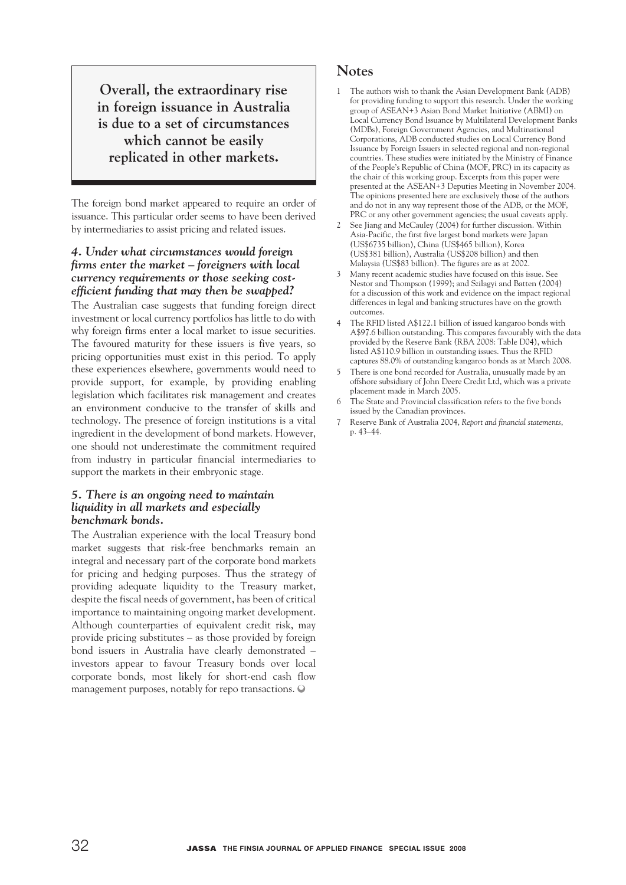**Overall, the extraordinary rise in foreign issuance in Australia is due to a set of circumstances which cannot be easily replicated in other markets.**

The foreign bond market appeared to require an order of issuance. This particular order seems to have been derived by intermediaries to assist pricing and related issues.

### *4. Under what circumstances would foreign firms enter the market – foreigners with local currency requirements or those seeking cost-efficient funding that may then be swapped?*

The Australian case suggests that funding foreign direct investment or local currency portfolios has little to do with why foreign firms enter a local market to issue securities. The favoured maturity for these issuers is five years, so pricing opportunities must exist in this period. To apply these experiences elsewhere, governments would need to provide support, for example, by providing enabling legislation which facilitates risk management and creates an environment conducive to the transfer of skills and technology. The presence of foreign institutions is a vital ingredient in the development of bond markets. However, one should not underestimate the commitment required from industry in particular financial intermediaries to support the markets in their embryonic stage.

### *5. There is an ongoing need to maintain liquidity in all markets and especially benchmark bonds.*

The Australian experience with the local Treasury bond market suggests that risk-free benchmarks remain an integral and necessary part of the corporate bond markets for pricing and hedging purposes. Thus the strategy of providing adequate liquidity to the Treasury market, despite the fiscal needs of government, has been of critical importance to maintaining ongoing market development. Although counterparties of equivalent credit risk, may provide pricing substitutes – as those provided by foreign bond issuers in Australia have clearly demonstrated – investors appear to favour Treasury bonds over local corporate bonds, most likely for short-end cash flow management purposes, notably for repo transactions.

## Notes

1. The authors wish to thank the Asian Development Bank (ADB) for providing funding to support this research. Under the working group of ASEAN+3 Asian Bond Market Initiative (ABMI) on Local Currency Bond Issuance by Multilateral Development Banks (MDBs), Foreign Government Agencies, and Multinational Corporations, ADB conducted studies on Local Currency Bond Issuance by Foreign Issuers in selected regional and non-regional countries. These studies were initiated by the Ministry of Finance of the People's Republic of China (MOF, PRC) in its capacity as the chair of this working group. Excerpts from this paper were presented at the ASEAN+3 Deputies Meeting in November 2004. The opinions presented here are exclusively those of the authors and do not in any way represent those of the ADB, or the MOF, PRC or any other government agencies; the usual caveats apply.
2. See Jiang and McCauley (2004) for further discussion. Within Asia-Pacific, the first five largest bond markets were Japan (US$6735 billion), China (US$465 billion), Korea (US$381 billion), Australia (US$208 billion) and then Malaysia (US$83 billion). The figures are as at 2002.
3. Many recent academic studies have focused on this issue. See Nestor and Thompson (1999); and Szilagyi and Batten (2004) for a discussion of this work and evidence on the impact regional differences in legal and banking structures have on the growth outcomes.
4. The RFID listed A$122.1 billion of issued kangaroo bonds with A$97.6 billion outstanding. This compares favourably with the data provided by the Reserve Bank (RBA 2008: Table D04), which listed A$110.9 billion in outstanding issues. Thus the RFID captures 88.0% of outstanding kangaroo bonds as at March 2008.
5. There is one bond recorded for Australia, unusually made by an offshore subsidiary of John Deere Credit Ltd, which was a private placement made in March 2005.
6. The State and Provincial classification refers to the five bonds issued by the Canadian provinces.
7. Reserve Bank of Australia 2004, *Report and financial statements*, p. 43–44.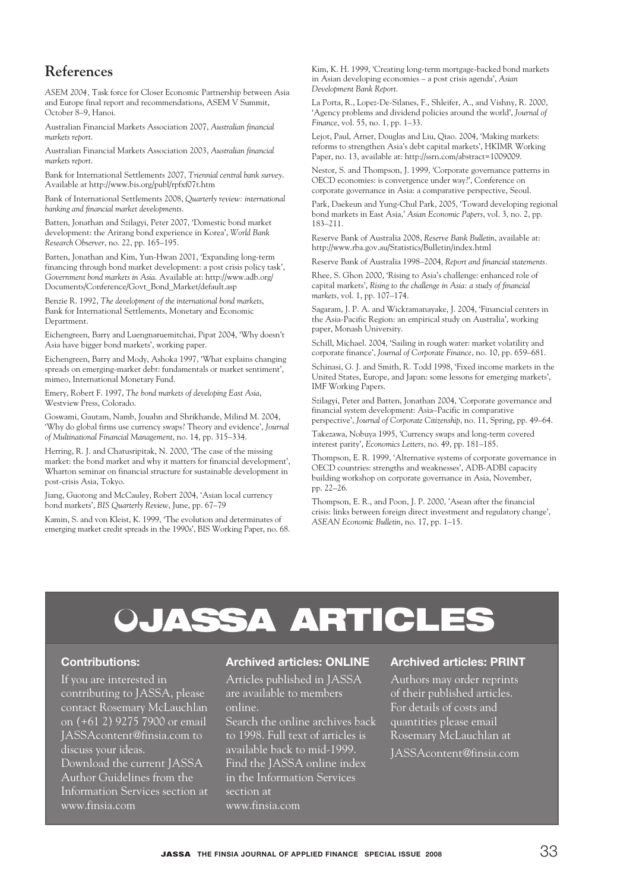## References

*ASEM 2004*, Task force for Closer Economic Partnership between Asia and Europe final report and recommendations, ASEM V Summit, October 8–9, Hanoi.

Australian Financial Markets Association 2007, *Australian financial markets report*.

Australian Financial Markets Association 2003, *Australian financial markets report*.

Bank for International Settlements 2007, *Triennial central bank survey*. Available at http://www.bis.org/publ/rpfxf07t.htm

Bank of International Settlements 2008, *Quarterly review: international banking and financial market developments*.

Batten, Jonathan and Szilagyi, Peter 2007, 'Domestic bond market development: the Arirang bond experience in Korea', *World Bank Research Observer*, no. 22, pp. 165–195.

Batten, Jonathan and Kim, Yun-Hwan 2001, 'Expanding long-term financing through bond market development: a post crisis policy task', *Government bond markets in Asia*. Available at: http://www.adb.org/Documents/Conference/Govt_Bond_Market/default.asp

Benzie R. 1992, *The development of the international bond markets*, Bank for International Settlements, Monetary and Economic Department.

Eichengreen, Barry and Luengnaruemitchai, Pipat 2004, 'Why doesn't Asia have bigger bond markets', working paper.

Eichengreen, Barry and Mody, Ashoka 1997, 'What explains changing spreads on emerging-market debt: fundamentals or market sentiment', mimeo, International Monetary Fund.

Emery, Robert F. 1997, *The bond markets of developing East Asia*, Westview Press, Colorado.

Goswami, Gautam, Namb, Jouahn and Shrikhande, Milind M. 2004, 'Why do global firms use currency swaps? Theory and evidence', *Journal of Multinational Financial Management*, no. 14, pp. 315–334.

Herring, R. J. and Chatusripitak, N. 2000, 'The case of the missing market: the bond market and why it matters for financial development', Wharton seminar on financial structure for sustainable development in post-crisis Asia, Tokyo.

Jiang, Guorong and McCauley, Robert 2004, 'Asian local currency bond markets', *BIS Quarterly Review*, June, pp. 67–79

Kamin, S. and von Kleist, K. 1999, 'The evolution and determinates of emerging market credit spreads in the 1990s', BIS Working Paper, no. 68.

Kim, K. H. 1999, 'Creating long-term mortgage-backed bond markets in Asian developing economies – a post crisis agenda', *Asian Development Bank Report*.

La Porta, R., Lopez-De-Silanes, F., Shleifer, A., and Vishny, R. 2000, 'Agency problems and dividend policies around the world', *Journal of Finance*, vol. 55, no. 1, pp. 1–33.

Lejot, Paul, Arner, Douglas and Liu, Qiao. 2004, 'Making markets: reforms to strengthen Asia's debt capital markets', HKIMR Working Paper, no. 13, available at: http://ssrn.com/abstract=1009009.

Nestor, S. and Thompson, J. 1999, 'Corporate governance patterns in OECD economies: is convergence under way?', Conference on corporate governance in Asia: a comparative perspective, Seoul.

Park, Daekeun and Yung-Chul Park, 2005, 'Toward developing regional bond markets in East Asia,' *Asian Economic Papers*, vol. 3, no. 2, pp. 183–211.

Reserve Bank of Australia 2008, *Reserve Bank Bulletin*, available at: http://www.rba.gov.au/Statistics/Bulletin/index.html

Reserve Bank of Australia 1998–2004, *Report and financial statements*.

Rhee, S. Ghon 2000, 'Rising to Asia's challenge: enhanced role of capital markets', *Rising to the challenge in Asia: a study of financial markets*, vol. 1, pp. 107–174.

Sagaram, J. P. A. and Wickramanayake, J. 2004, 'Financial centers in the Asia-Pacific Region: an empirical study on Australia', working paper, Monash University.

Schill, Michael. 2004, 'Sailing in rough water: market volatility and corporate finance', *Journal of Corporate Finance*, no. 10, pp. 659–681.

Schinasi, G. J. and Smith, R. Todd 1998, 'Fixed income markets in the United States, Europe, and Japan: some lessons for emerging markets', IMF Working Papers.

Szilagyi, Peter and Batten, Jonathan 2004, 'Corporate governance and financial system development: Asia–Pacific in comparative perspective', *Journal of Corporate Citizenship*, no. 11, Spring, pp. 49–64.

Takezawa, Nobuya 1995, 'Currency swaps and long-term covered interest parity', *Economics Letters*, no. 49, pp. 181–185.

Thompson, E. R. 1999, 'Alternative systems of corporate governance in OECD countries: strengths and weaknesses', ADB-ADBI capacity building workshop on corporate governance in Asia, November, pp. 22–26.

Thompson, E. R., and Poon, J. P. 2000, 'Asean after the financial crisis: links between foreign direct investment and regulatory change', *ASEAN Economic Bulletin*, no. 17, pp. 1–15.

# JASSA ARTICLES

### Contributions:

If you are interested in contributing to JASSA, please contact Rosemary McLauchlan on (+61 2) 9275 7900 or email JASSAcontent@finsia.com to discuss your ideas.
Download the current JASSA Author Guidelines from the Information Services section at www.finsia.com

### Archived articles: ONLINE

Articles published in JASSA are available to members online.
Search the online archives back to 1998. Full text of articles is available back to mid-1999. Find the JASSA online index in the Information Services section at www.finsia.com

### Archived articles: PRINT

Authors may order reprints of their published articles. For details of costs and quantities please email Rosemary McLauchlan at JASSAcontent@finsia.com